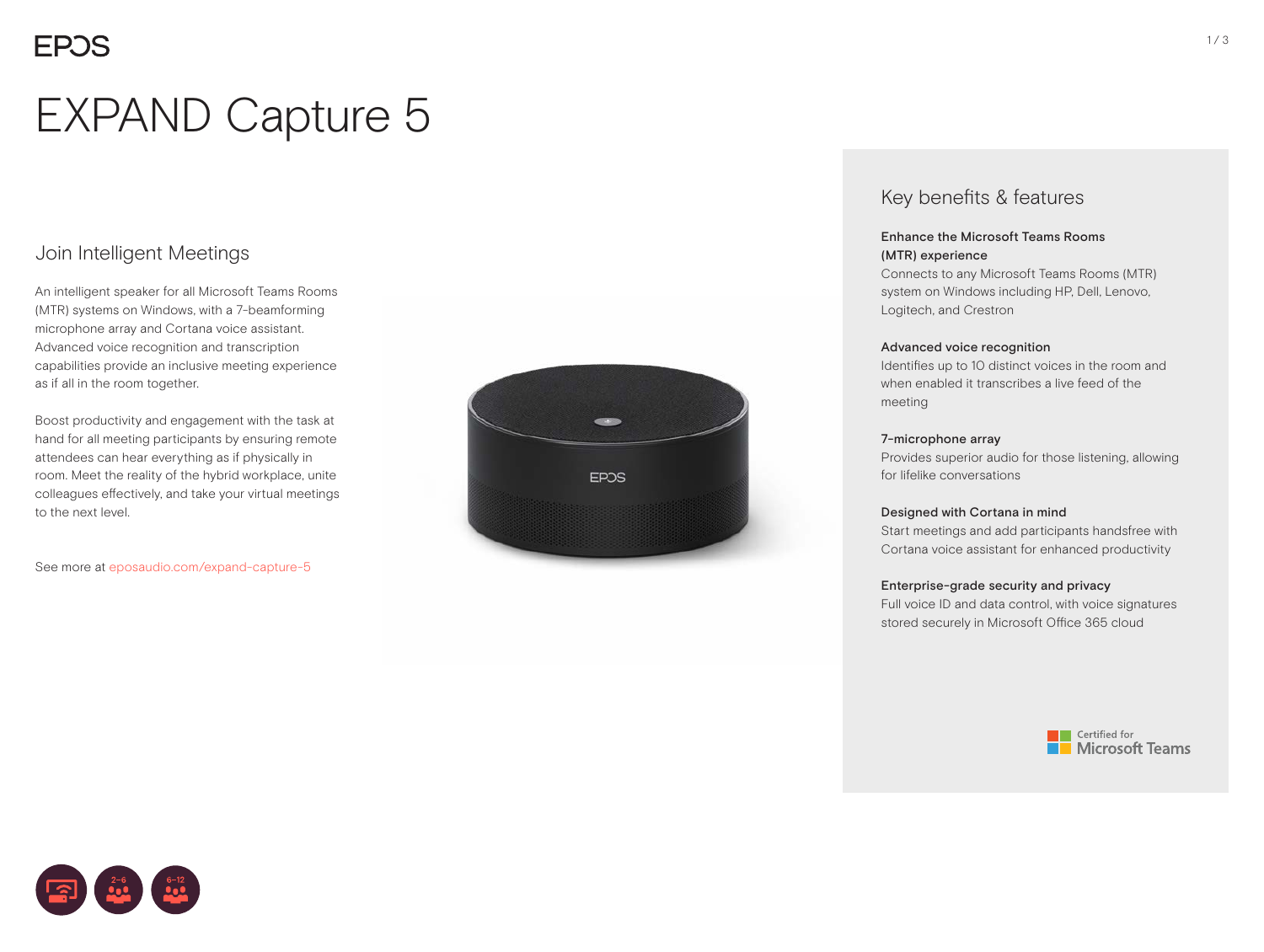# EXPAND Capture 5

## Join Intelligent Meetings

An intelligent speaker for all Microsoft Teams Rooms (MTR) systems on Windows, with a 7-beamforming microphone array and Cortana voice assistant. Advanced voice recognition and transcription capabilities provide an inclusive meeting experience as if all in the room together.

Boost productivity and engagement with the task at hand for all meeting participants by ensuring remote attendees can hear everything as if physically in room. Meet the reality of the hybrid workplace, unite colleagues effectively, and take your virtual meetings to the next level.

See more at eposaudio.com/expand-capture-5

## Key benefits & features

**Enhance the Microsoft Teams Rooms (MTR) experience**
Connects to any Microsoft Teams Rooms (MTR) system on Windows including HP, Dell, Lenovo, Logitech, and Crestron

**Advanced voice recognition**
Identifies up to 10 distinct voices in the room and when enabled it transcribes a live feed of the meeting

**7-microphone array**
Provides superior audio for those listening, allowing for lifelike conversations

**Designed with Cortana in mind**
Start meetings and add participants handsfree with Cortana voice assistant for enhanced productivity

**Enterprise-grade security and privacy**
Full voice ID and data control, with voice signatures stored securely in Microsoft Office 365 cloud

Certified for Microsoft Teams

2–6

6–12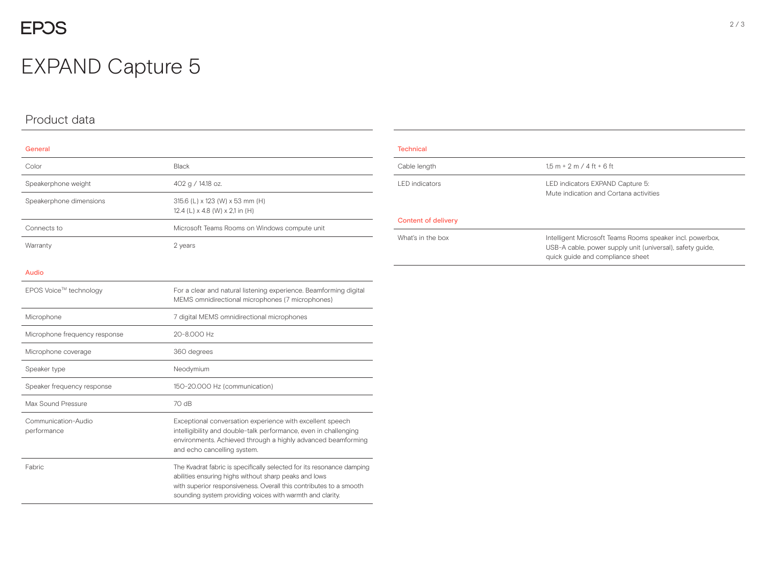# EXPAND Capture 5

## Product data

### General

| | |
|---|---|
| Color | Black |
| Speakerphone weight | 402 g / 14.18 oz. |
| Speakerphone dimensions | 315.6 (L) x 123 (W) x 53 mm (H)<br>12.4 (L) x 4.8 (W) x 2,1 in (H) |
| Connects to | Microsoft Teams Rooms on Windows compute unit |
| Warranty | 2 years |

### Audio

| | |
|---|---|
| EPOS Voice™ technology | For a clear and natural listening experience. Beamforming digital MEMS omnidirectional microphones (7 microphones) |
| Microphone | 7 digital MEMS omnidirectional microphones |
| Microphone frequency response | 20-8.000 Hz |
| Microphone coverage | 360 degrees |
| Speaker type | Neodymium |
| Speaker frequency response | 150-20.000 Hz (communication) |
| Max Sound Pressure | 70 dB |
| Communication-Audio performance | Exceptional conversation experience with excellent speech intelligibility and double-talk performance, even in challenging environments. Achieved through a highly advanced beamforming and echo cancelling system. |
| Fabric | The Kvadrat fabric is specifically selected for its resonance damping abilities ensuring highs without sharp peaks and lows with superior responsiveness. Overall this contributes to a smooth sounding system providing voices with warmth and clarity. |

### Technical

| | |
|---|---|
| Cable length | 1,5 m + 2 m / 4 ft + 6 ft |
| LED indicators | LED indicators EXPAND Capture 5:<br>Mute indication and Cortana activities |

### Content of delivery

| | |
|---|---|
| What's in the box | Intelligent Microsoft Teams Rooms speaker incl. powerbox, USB-A cable, power supply unit (universal), safety guide, quick guide and compliance sheet |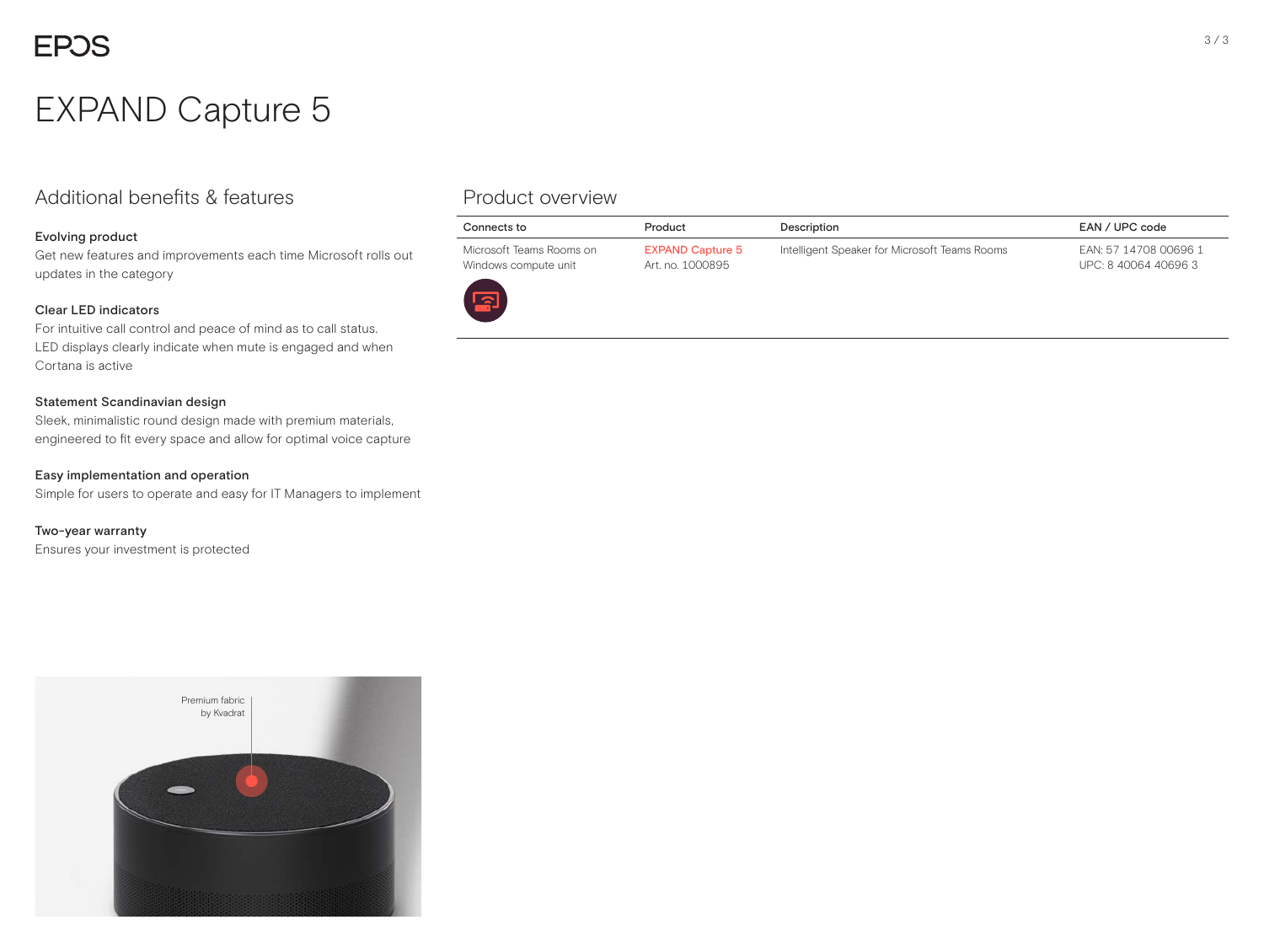# EXPAND Capture 5

## Additional benefits & features

**Evolving product**
Get new features and improvements each time Microsoft rolls out updates in the category

**Clear LED indicators**
For intuitive call control and peace of mind as to call status. LED displays clearly indicate when mute is engaged and when Cortana is active

**Statement Scandinavian design**
Sleek, minimalistic round design made with premium materials, engineered to fit every space and allow for optimal voice capture

**Easy implementation and operation**
Simple for users to operate and easy for IT Managers to implement

**Two-year warranty**
Ensures your investment is protected

Premium fabric by Kvadrat

## Product overview

| Connects to | Product | Description | EAN / UPC code |
|---|---|---|---|
| Microsoft Teams Rooms on Windows compute unit | EXPAND Capture 5<br>Art. no. 1000895 | Intelligent Speaker for Microsoft Teams Rooms | EAN: 57 14708 00696 1<br>UPC: 8 40064 40696 3 |